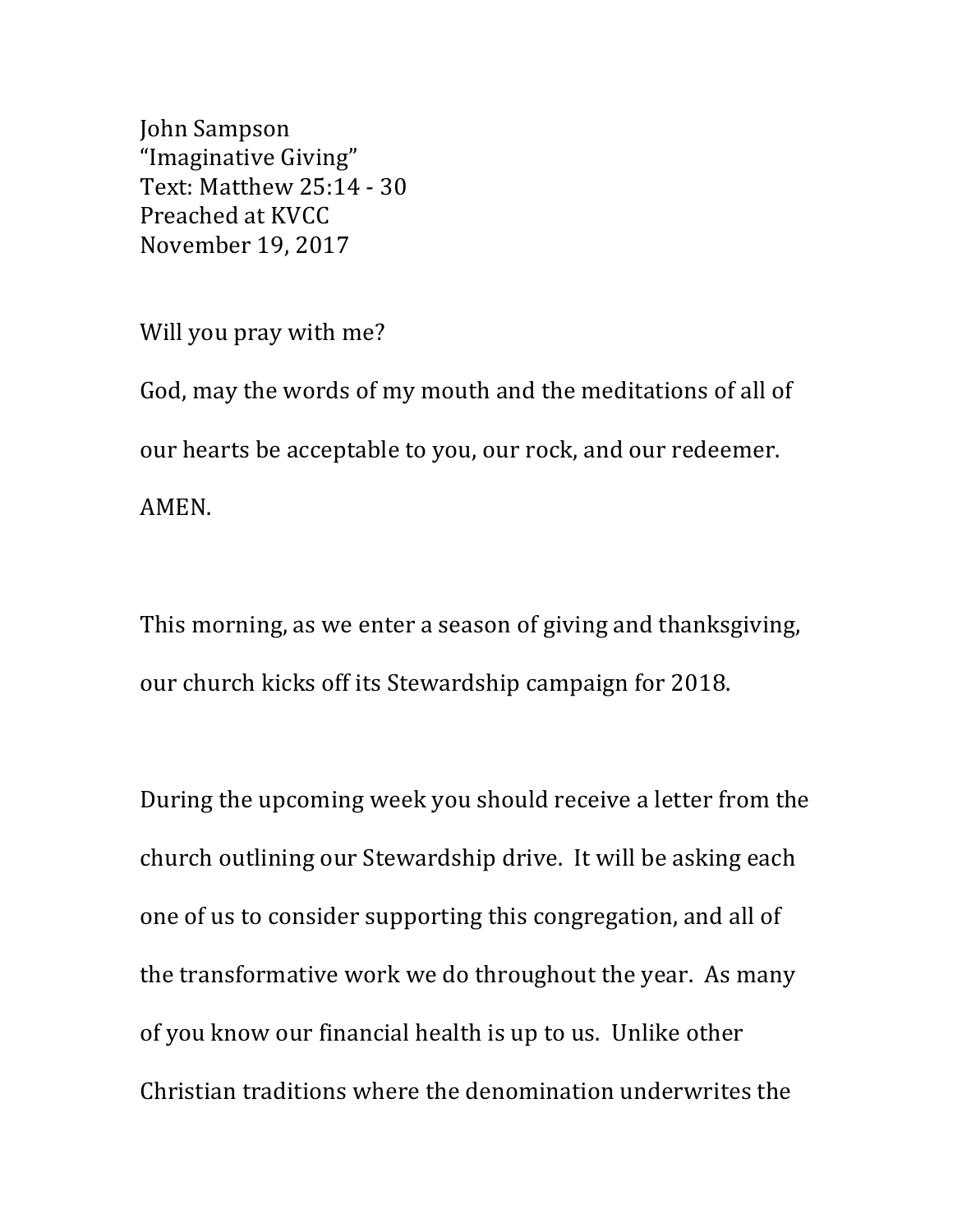John Sampson
"Imaginative Giving"
Text: Matthew 25:14 - 30
Preached at KVCC
November 19, 2017

Will you pray with me?

God, may the words of my mouth and the meditations of all of our hearts be acceptable to you, our rock, and our redeemer. AMEN.

This morning, as we enter a season of giving and thanksgiving, our church kicks off its Stewardship campaign for 2018.

During the upcoming week you should receive a letter from the church outlining our Stewardship drive. It will be asking each one of us to consider supporting this congregation, and all of the transformative work we do throughout the year. As many of you know our financial health is up to us. Unlike other Christian traditions where the denomination underwrites the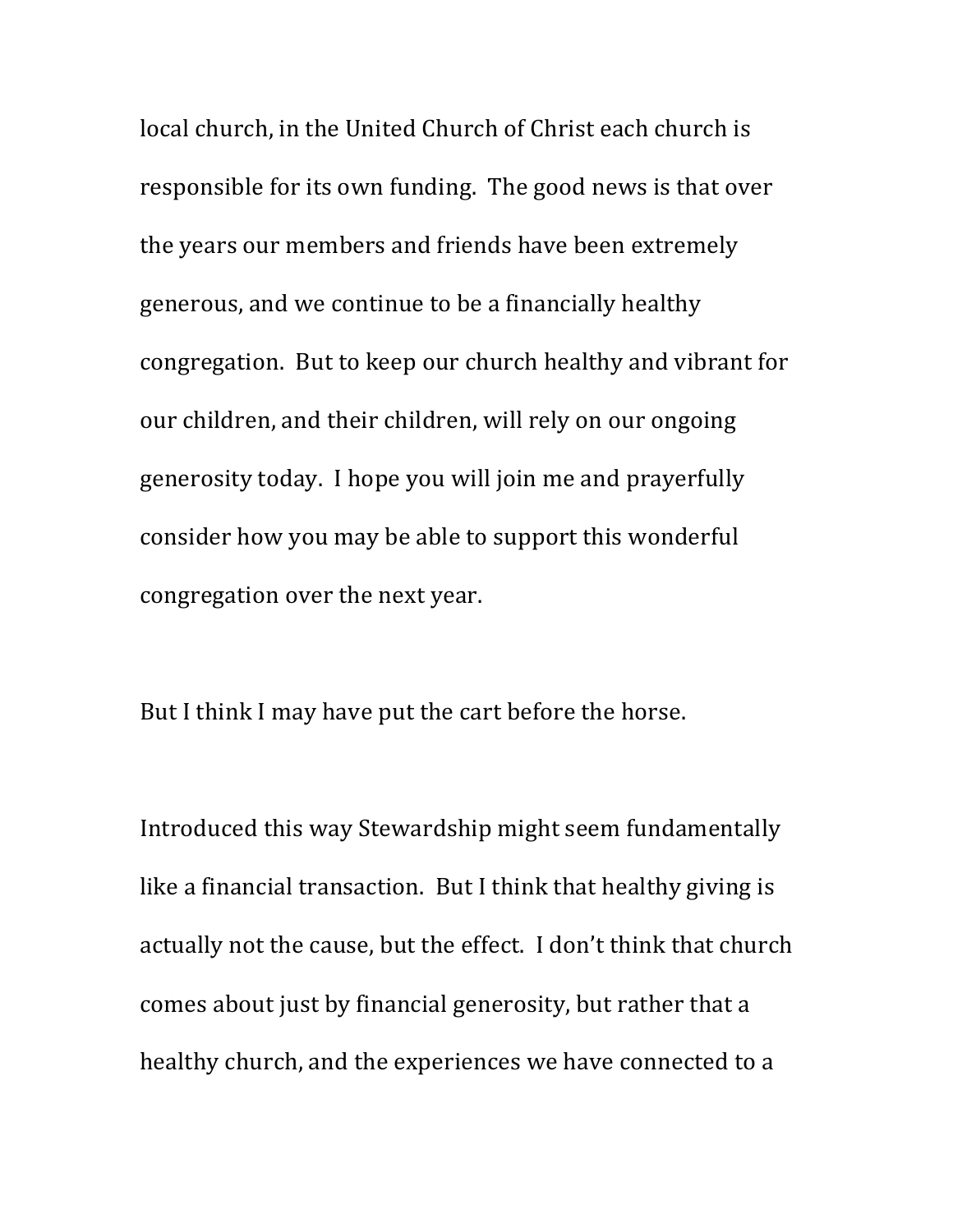local church, in the United Church of Christ each church is responsible for its own funding. The good news is that over the years our members and friends have been extremely generous, and we continue to be a financially healthy congregation. But to keep our church healthy and vibrant for our children, and their children, will rely on our ongoing generosity today. I hope you will join me and prayerfully consider how you may be able to support this wonderful congregation over the next year.

But I think I may have put the cart before the horse.

Introduced this way Stewardship might seem fundamentally like a financial transaction. But I think that healthy giving is actually not the cause, but the effect. I don't think that church comes about just by financial generosity, but rather that a healthy church, and the experiences we have connected to a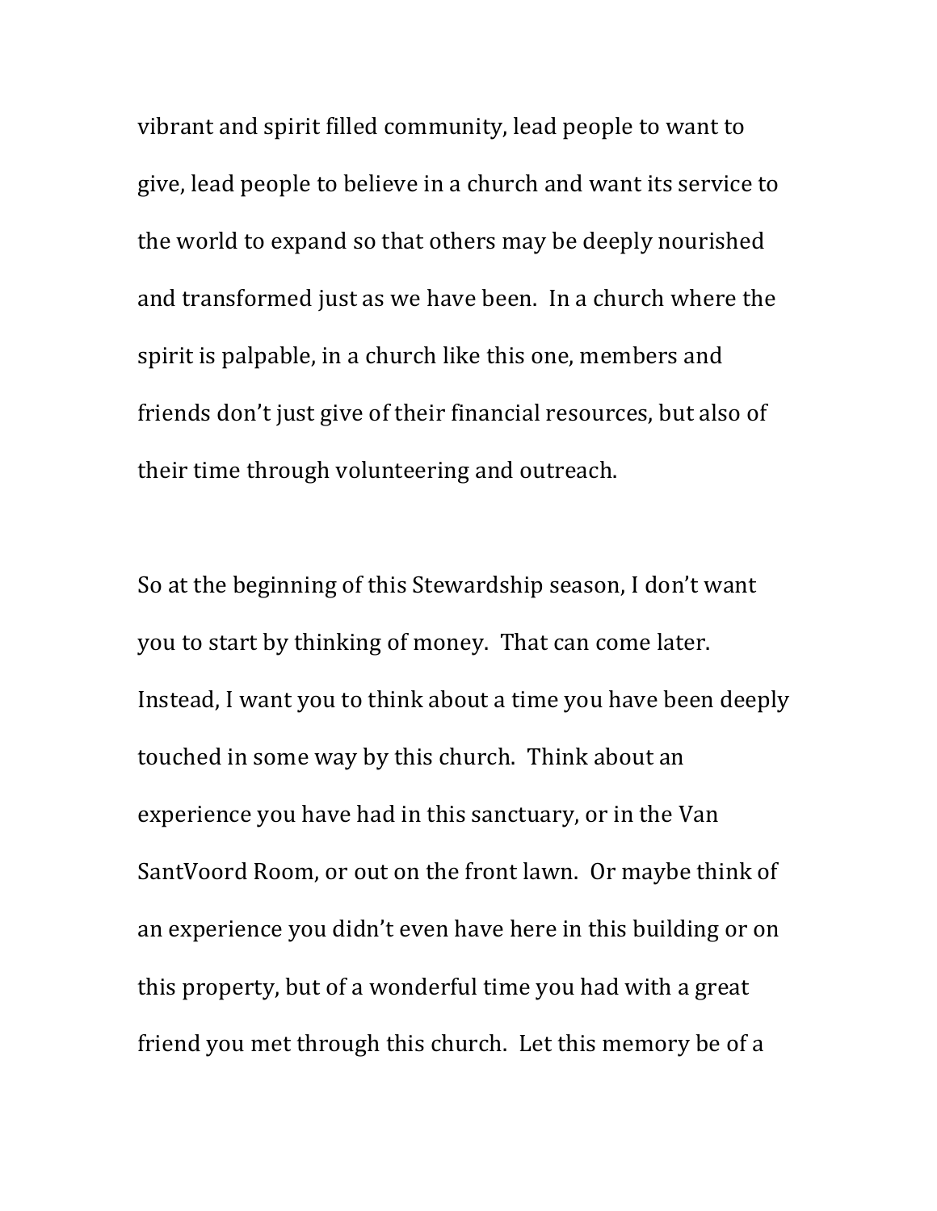vibrant and spirit filled community, lead people to want to give, lead people to believe in a church and want its service to the world to expand so that others may be deeply nourished and transformed just as we have been. In a church where the spirit is palpable, in a church like this one, members and friends don't just give of their financial resources, but also of their time through volunteering and outreach.

So at the beginning of this Stewardship season, I don't want you to start by thinking of money. That can come later. Instead, I want you to think about a time you have been deeply touched in some way by this church. Think about an experience you have had in this sanctuary, or in the Van SantVoord Room, or out on the front lawn. Or maybe think of an experience you didn't even have here in this building or on this property, but of a wonderful time you had with a great friend you met through this church. Let this memory be of a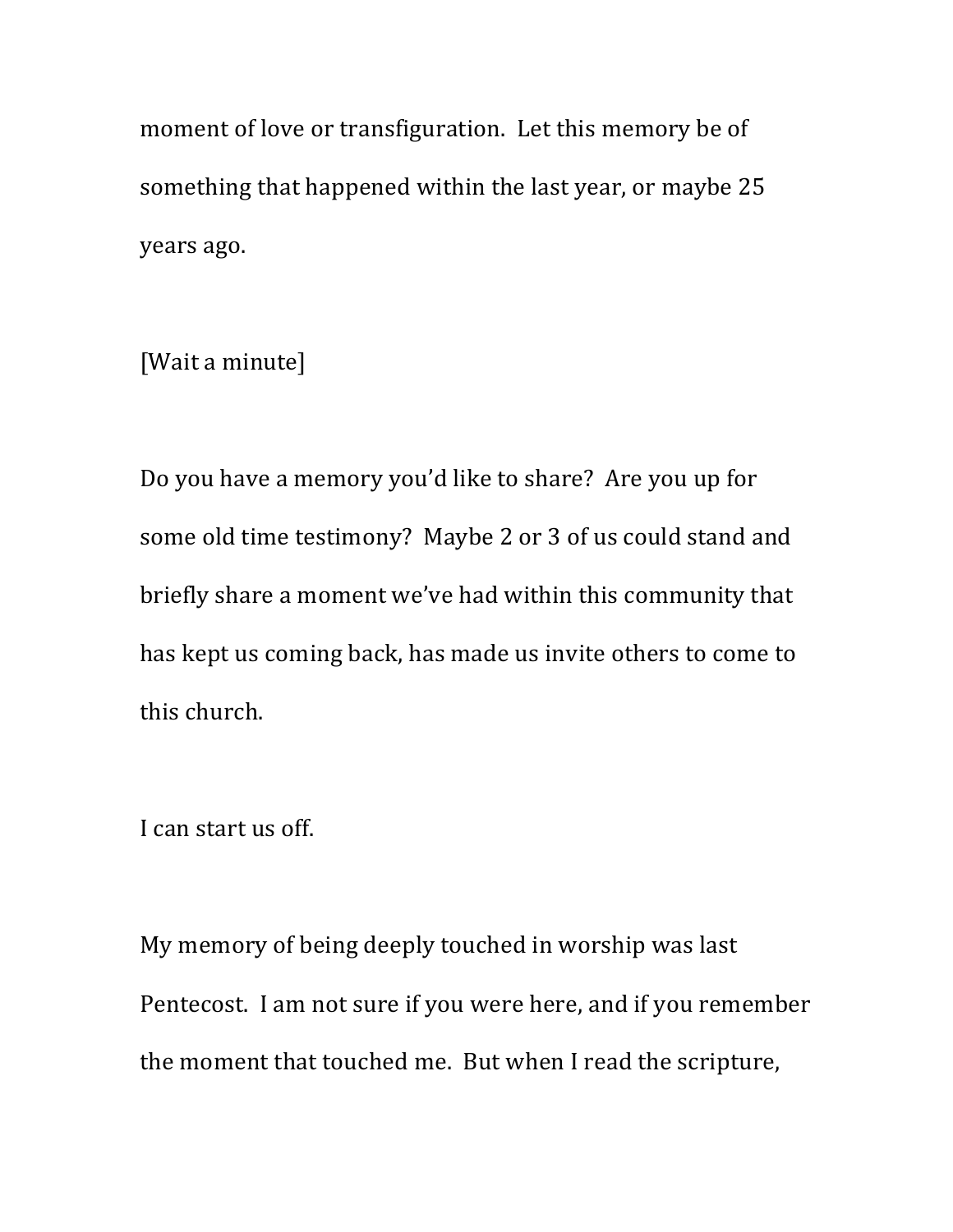moment of love or transfiguration. Let this memory be of something that happened within the last year, or maybe 25 years ago.

[Wait a minute]

Do you have a memory you'd like to share? Are you up for some old time testimony? Maybe 2 or 3 of us could stand and briefly share a moment we've had within this community that has kept us coming back, has made us invite others to come to this church.

I can start us off.

My memory of being deeply touched in worship was last Pentecost. I am not sure if you were here, and if you remember the moment that touched me. But when I read the scripture,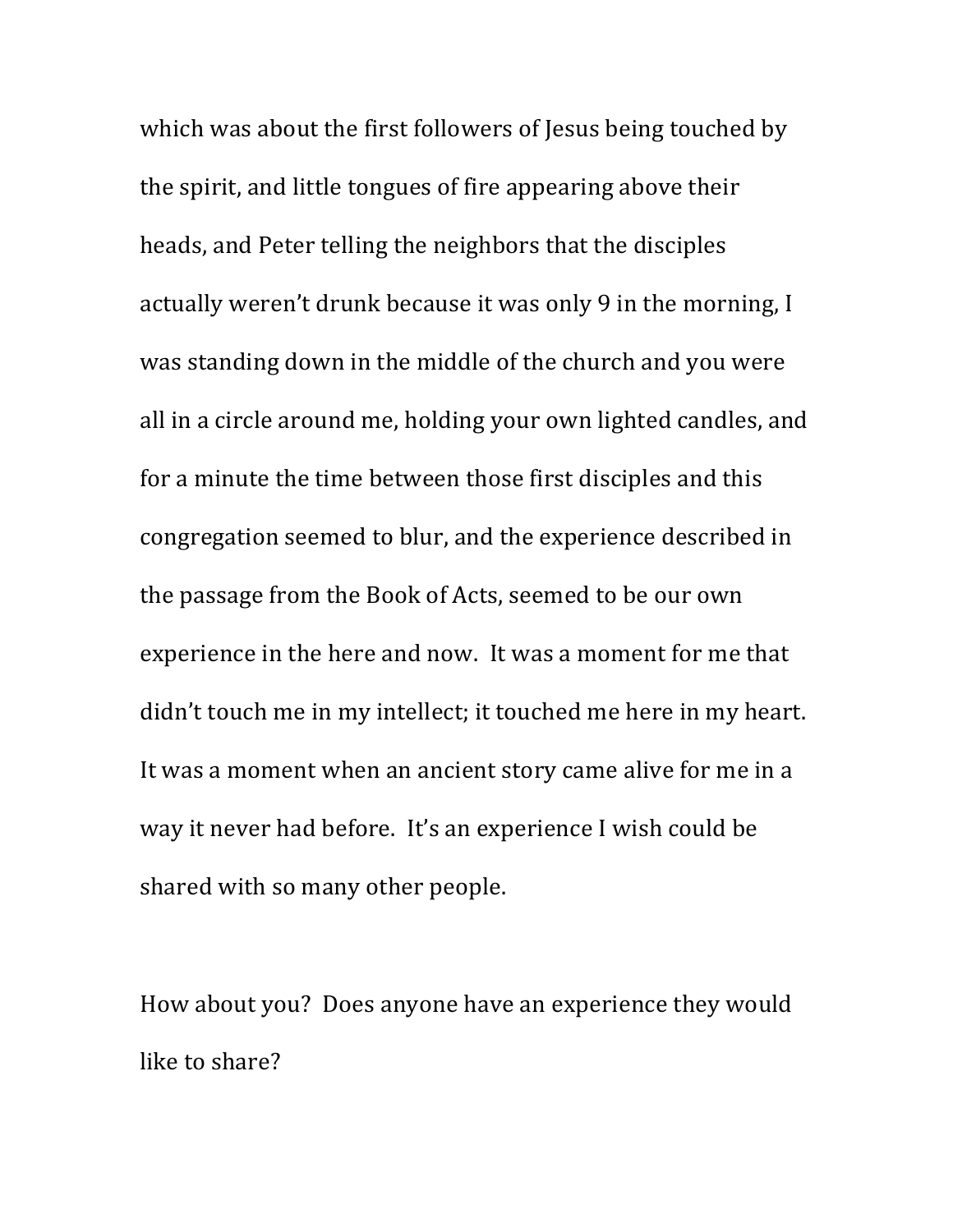which was about the first followers of Jesus being touched by the spirit, and little tongues of fire appearing above their heads, and Peter telling the neighbors that the disciples actually weren't drunk because it was only 9 in the morning, I was standing down in the middle of the church and you were all in a circle around me, holding your own lighted candles, and for a minute the time between those first disciples and this congregation seemed to blur, and the experience described in the passage from the Book of Acts, seemed to be our own experience in the here and now. It was a moment for me that didn't touch me in my intellect; it touched me here in my heart. It was a moment when an ancient story came alive for me in a way it never had before. It's an experience I wish could be shared with so many other people.

How about you? Does anyone have an experience they would like to share?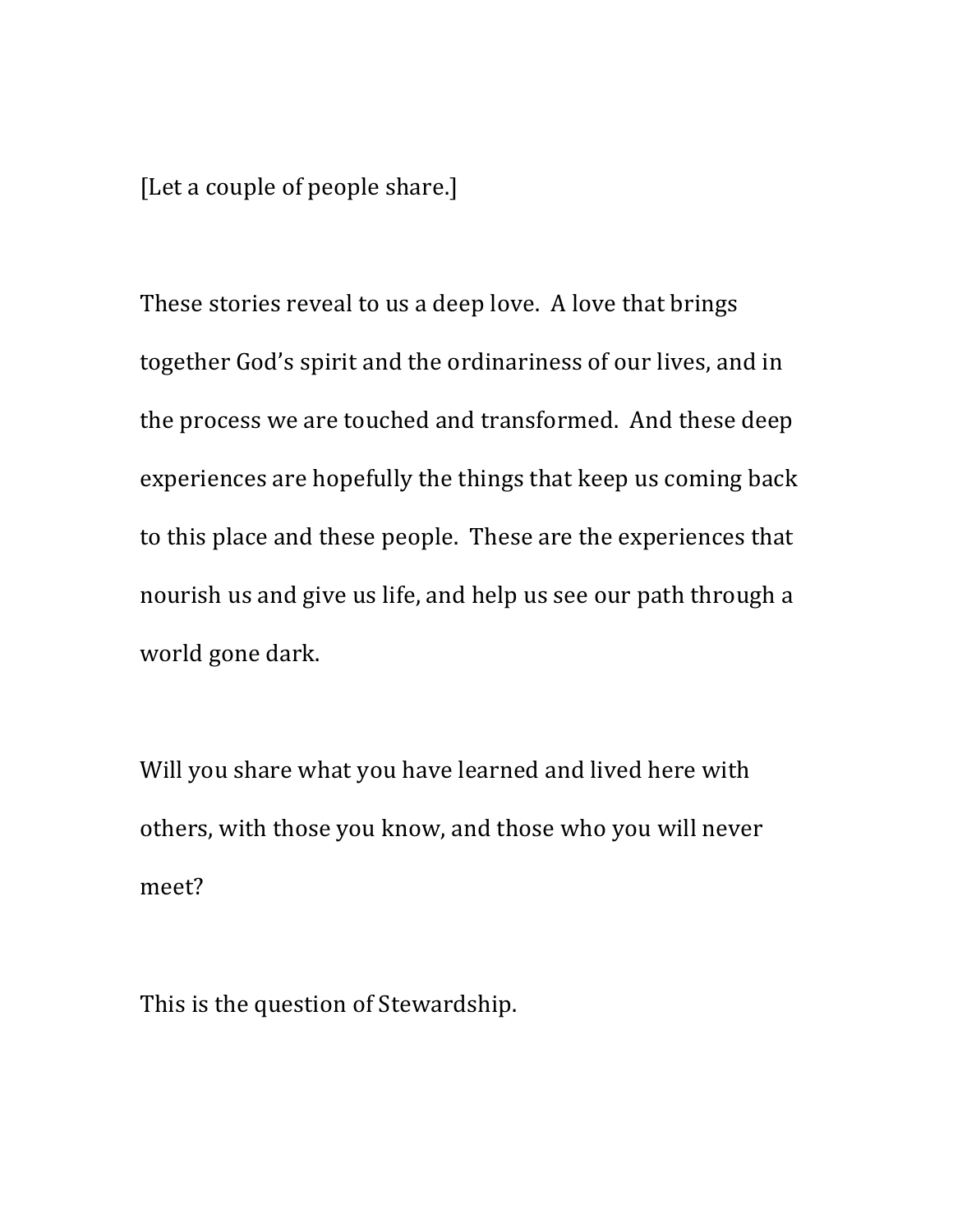[Let a couple of people share.]

These stories reveal to us a deep love.  A love that brings together God's spirit and the ordinariness of our lives, and in the process we are touched and transformed.  And these deep experiences are hopefully the things that keep us coming back to this place and these people.  These are the experiences that nourish us and give us life, and help us see our path through a world gone dark.

Will you share what you have learned and lived here with others, with those you know, and those who you will never meet?

This is the question of Stewardship.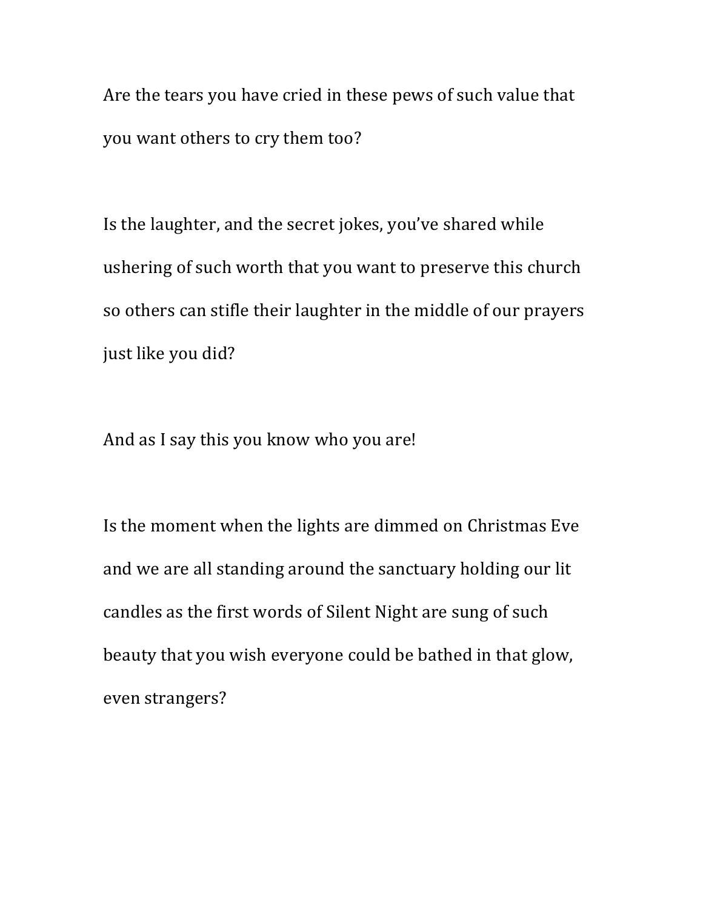Are the tears you have cried in these pews of such value that you want others to cry them too?

Is the laughter, and the secret jokes, you've shared while ushering of such worth that you want to preserve this church so others can stifle their laughter in the middle of our prayers just like you did?

And as I say this you know who you are!

Is the moment when the lights are dimmed on Christmas Eve and we are all standing around the sanctuary holding our lit candles as the first words of Silent Night are sung of such beauty that you wish everyone could be bathed in that glow, even strangers?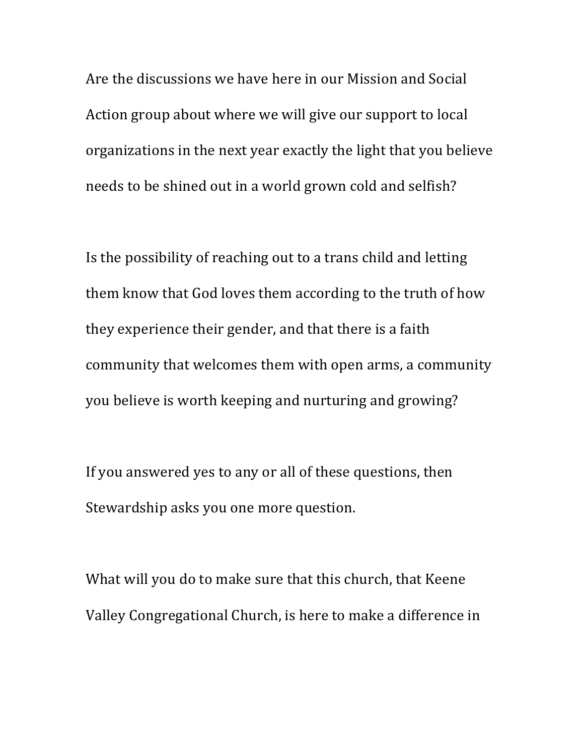Are the discussions we have here in our Mission and Social Action group about where we will give our support to local organizations in the next year exactly the light that you believe needs to be shined out in a world grown cold and selfish?

Is the possibility of reaching out to a trans child and letting them know that God loves them according to the truth of how they experience their gender, and that there is a faith community that welcomes them with open arms, a community you believe is worth keeping and nurturing and growing?

If you answered yes to any or all of these questions, then Stewardship asks you one more question.

What will you do to make sure that this church, that Keene Valley Congregational Church, is here to make a difference in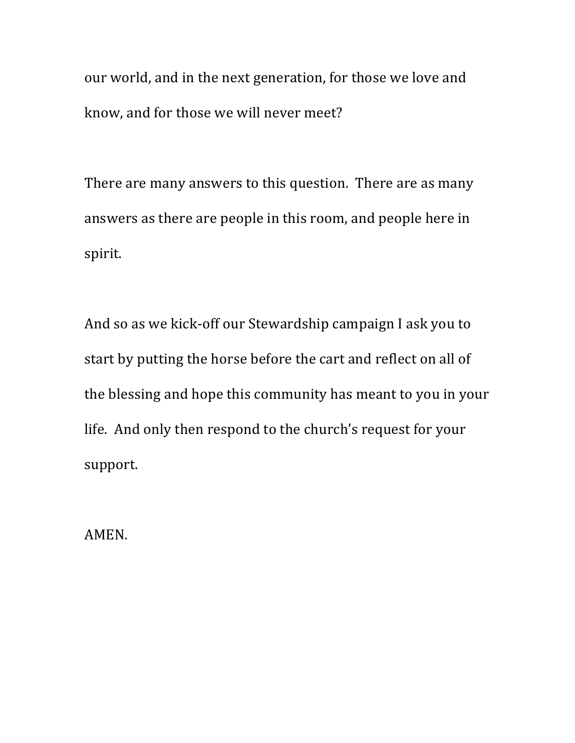our world, and in the next generation, for those we love and know, and for those we will never meet?

There are many answers to this question. There are as many answers as there are people in this room, and people here in spirit.

And so as we kick-off our Stewardship campaign I ask you to start by putting the horse before the cart and reflect on all of the blessing and hope this community has meant to you in your life. And only then respond to the church's request for your support.

AMEN.